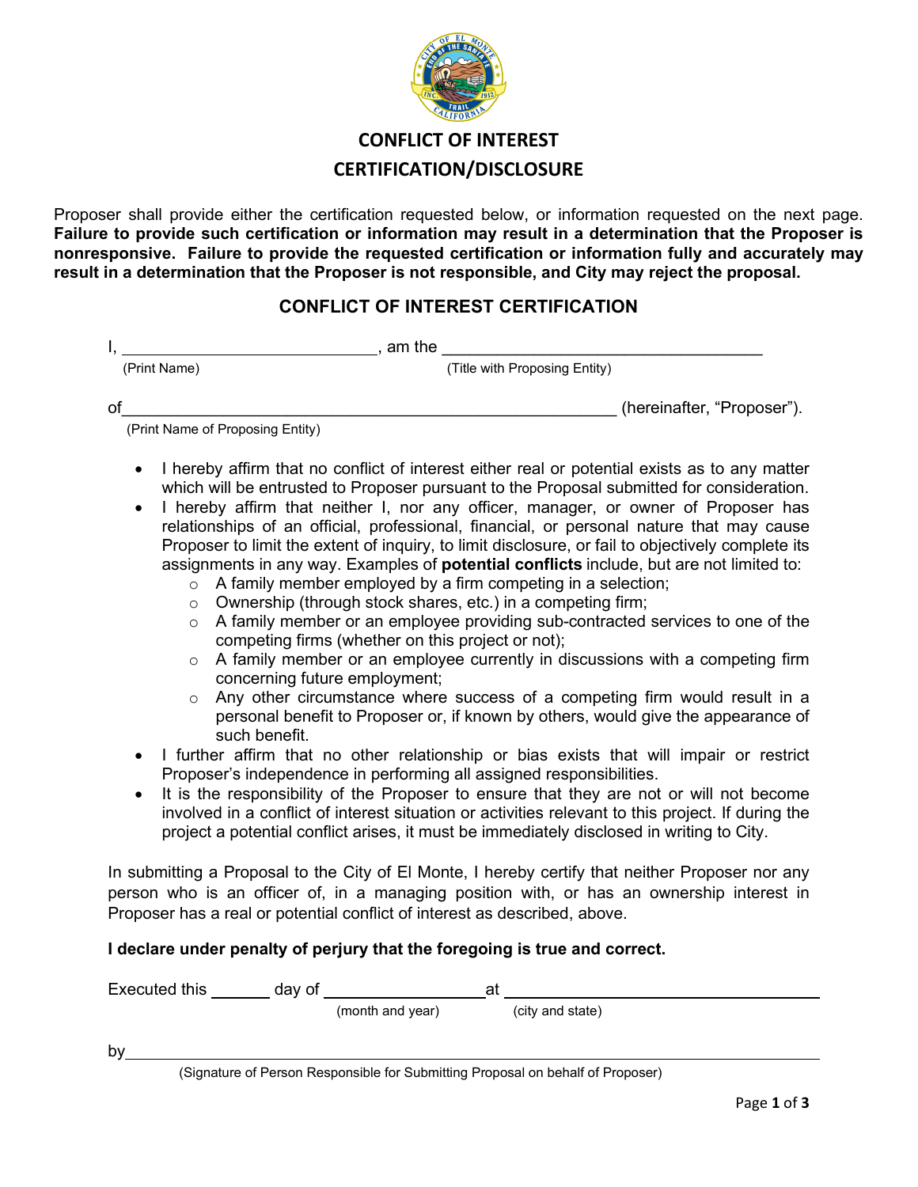# CONFLICT OF INTEREST CERTIFICATION/DISCLOSURE

Proposer shall provide either the certification requested below, or information requested on the next page. **Failure to provide such certification or information may result in a determination that the Proposer is nonresponsive. Failure to provide the requested certification or information fully and accurately may result in a determination that the Proposer is not responsible, and City may reject the proposal.**

## CONFLICT OF INTEREST CERTIFICATION

I, ____________________________, am the ____________________________________
(Print Name) (Title with Proposing Entity)

of________________________________________________________ (hereinafter, "Proposer").
(Print Name of Proposing Entity)

- I hereby affirm that no conflict of interest either real or potential exists as to any matter which will be entrusted to Proposer pursuant to the Proposal submitted for consideration.
- I hereby affirm that neither I, nor any officer, manager, or owner of Proposer has relationships of an official, professional, financial, or personal nature that may cause Proposer to limit the extent of inquiry, to limit disclosure, or fail to objectively complete its assignments in any way. Examples of **potential conflicts** include, but are not limited to:
  - A family member employed by a firm competing in a selection;
  - Ownership (through stock shares, etc.) in a competing firm;
  - A family member or an employee providing sub-contracted services to one of the competing firms (whether on this project or not);
  - A family member or an employee currently in discussions with a competing firm concerning future employment;
  - Any other circumstance where success of a competing firm would result in a personal benefit to Proposer or, if known by others, would give the appearance of such benefit.
- I further affirm that no other relationship or bias exists that will impair or restrict Proposer's independence in performing all assigned responsibilities.
- It is the responsibility of the Proposer to ensure that they are not or will not become involved in a conflict of interest situation or activities relevant to this project. If during the project a potential conflict arises, it must be immediately disclosed in writing to City.

In submitting a Proposal to the City of El Monte, I hereby certify that neither Proposer nor any person who is an officer of, in a managing position with, or has an ownership interest in Proposer has a real or potential conflict of interest as described, above.

**I declare under penalty of perjury that the foregoing is true and correct.**

Executed this ______ day of _________________ at ___________________________________
(month and year) (city and state)

by_____________________________________________________________________________
(Signature of Person Responsible for Submitting Proposal on behalf of Proposer)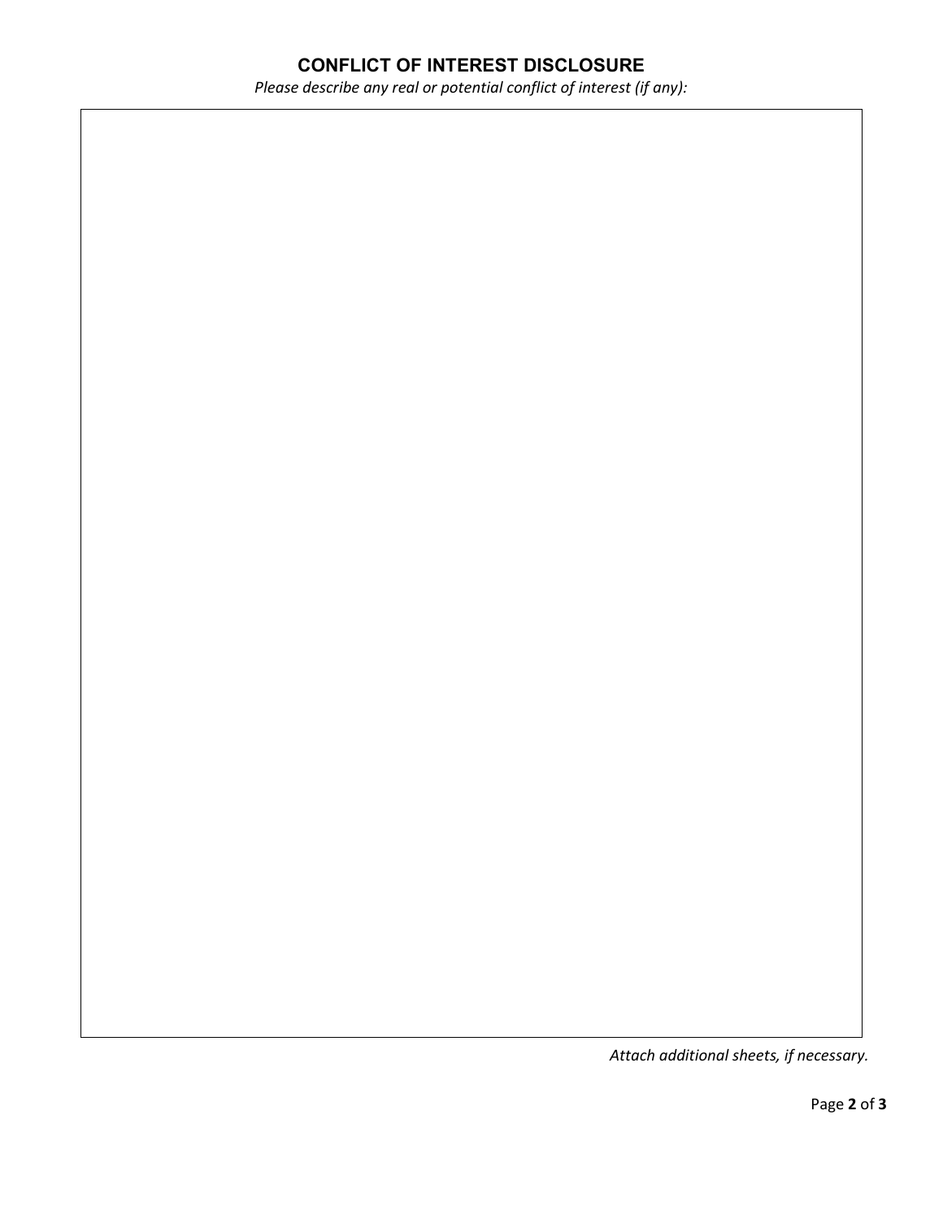## CONFLICT OF INTEREST DISCLOSURE

*Please describe any real or potential conflict of interest (if any):*

*Attach additional sheets, if necessary.*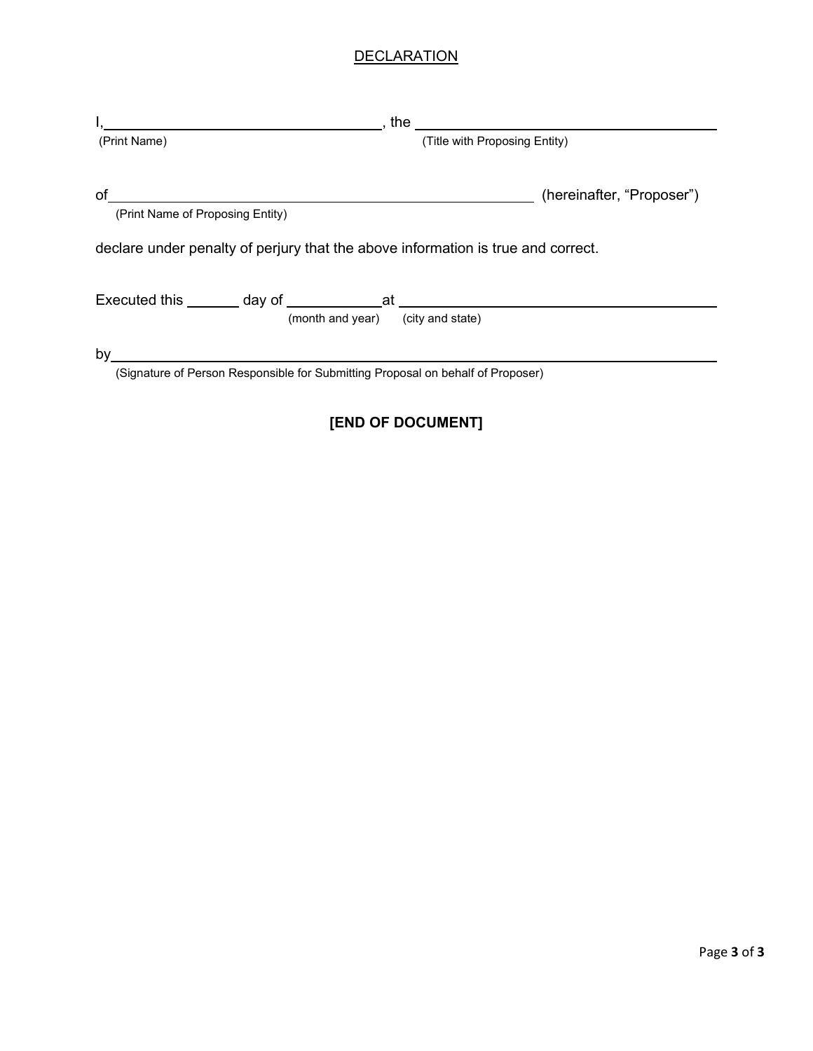## DECLARATION

I, \_\_\_\_\_\_\_\_\_\_\_\_\_\_\_\_\_\_\_\_\_\_\_\_\_\_\_\_\_\_\_\_\_\_, the \_\_\_\_\_\_\_\_\_\_\_\_\_\_\_\_\_\_\_\_\_\_\_\_\_\_\_\_\_\_\_\_\_\_\_\_\_\_
(Print Name) (Title with Proposing Entity)

of \_\_\_\_\_\_\_\_\_\_\_\_\_\_\_\_\_\_\_\_\_\_\_\_\_\_\_\_\_\_\_\_\_\_\_\_\_\_\_\_\_\_\_\_\_\_\_\_\_\_\_\_\_\_ (hereinafter, "Proposer")
(Print Name of Proposing Entity)

declare under penalty of perjury that the above information is true and correct.

Executed this \_\_\_\_\_\_ day of \_\_\_\_\_\_\_\_\_\_\_ at \_\_\_\_\_\_\_\_\_\_\_\_\_\_\_\_\_\_\_\_\_\_\_\_\_\_\_\_\_\_\_\_\_\_\_\_\_\_
(month and year) (city and state)

by \_\_\_\_\_\_\_\_\_\_\_\_\_\_\_\_\_\_\_\_\_\_\_\_\_\_\_\_\_\_\_\_\_\_\_\_\_\_\_\_\_\_\_\_\_\_\_\_\_\_\_\_\_\_\_\_\_\_\_\_\_\_\_\_\_\_\_\_\_\_\_\_\_\_\_\_
(Signature of Person Responsible for Submitting Proposal on behalf of Proposer)

**[END OF DOCUMENT]**